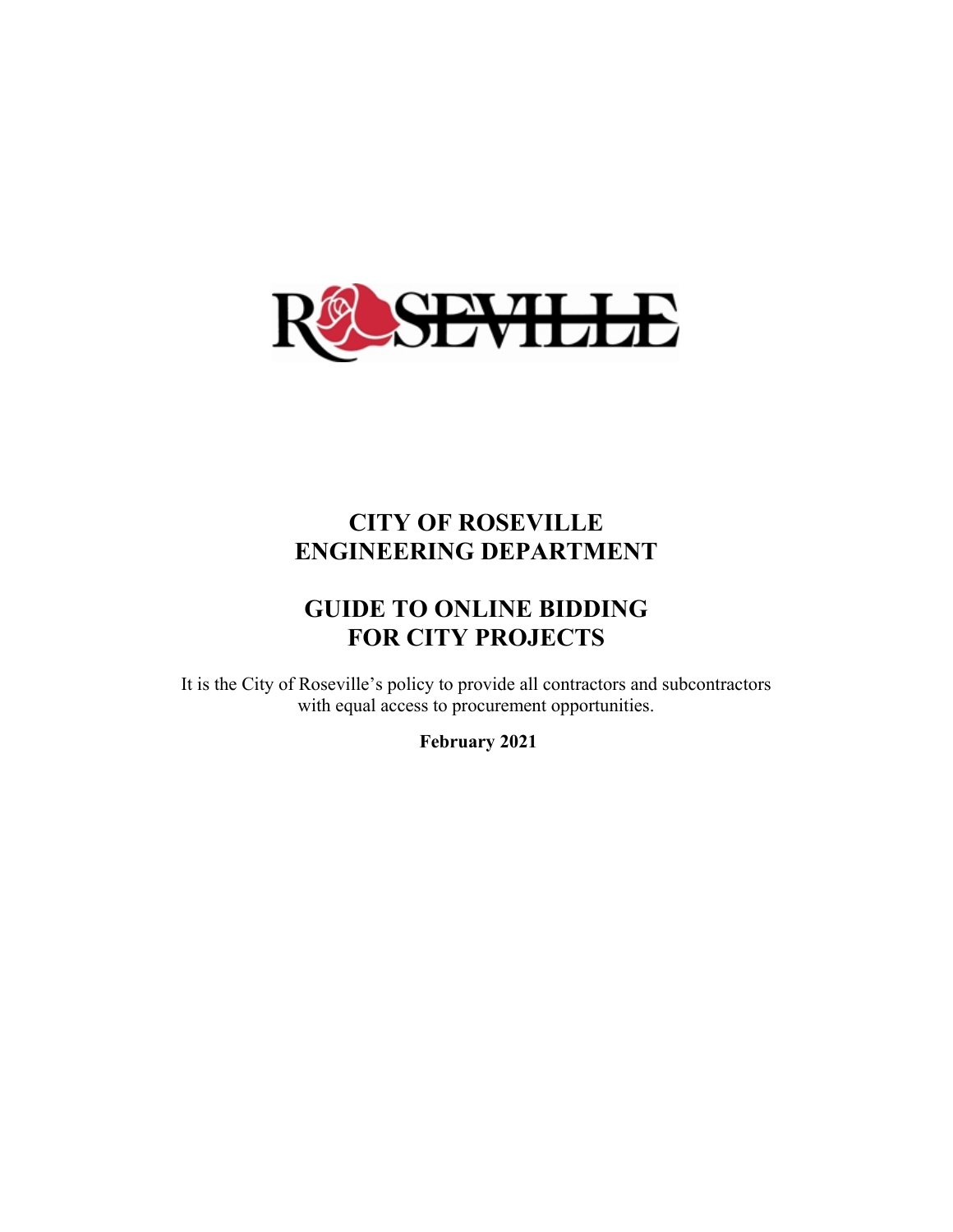# CITY OF ROSEVILLE
# ENGINEERING DEPARTMENT

## GUIDE TO ONLINE BIDDING FOR CITY PROJECTS

It is the City of Roseville's policy to provide all contractors and subcontractors with equal access to procurement opportunities.

**February 2021**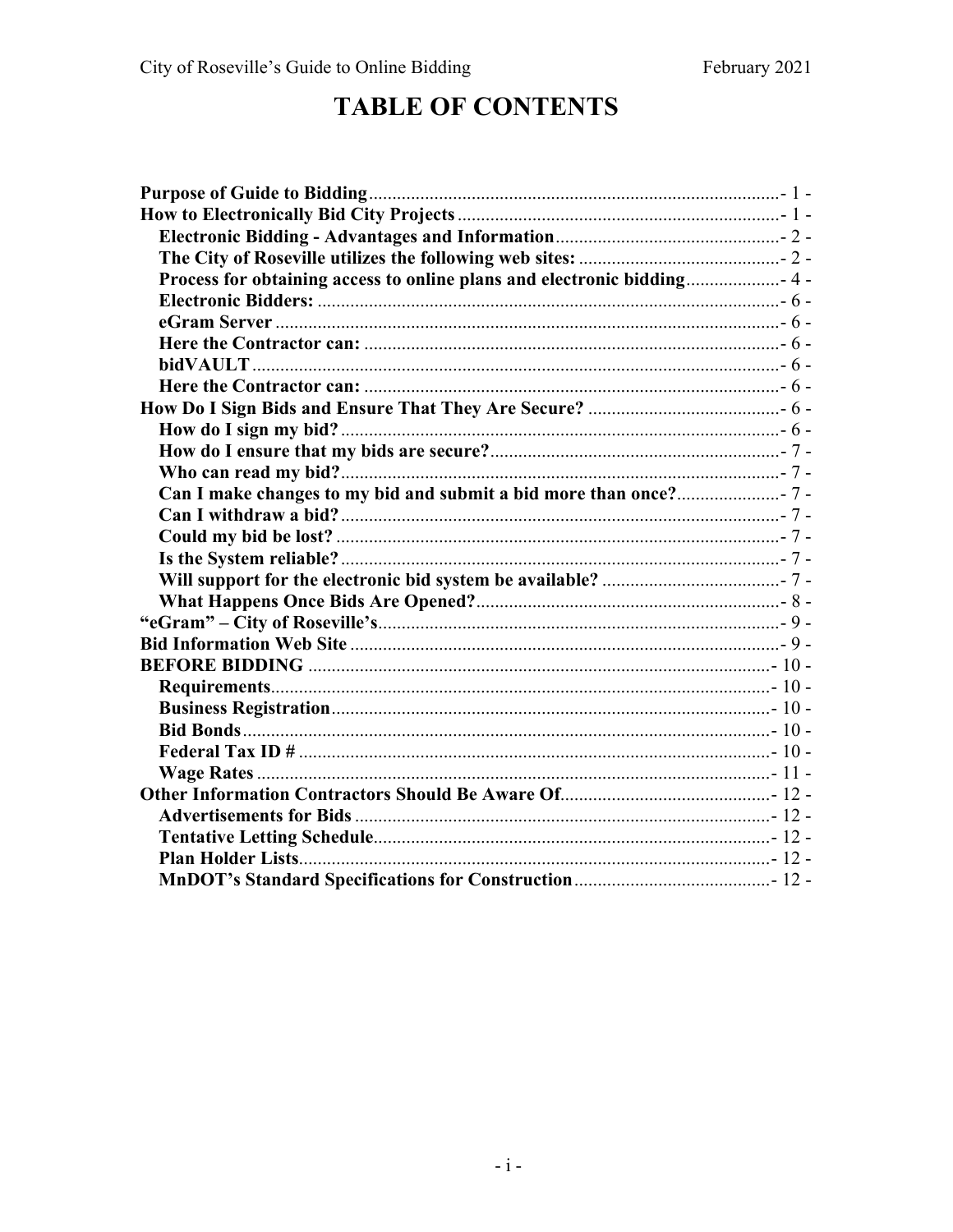# TABLE OF CONTENTS

**Purpose of Guide to Bidding**........................................................................................- 1 -
**How to Electronically Bid City Projects**.....................................................................- 1 -
  **Electronic Bidding - Advantages and Information**.................................................- 2 -
  **The City of Roseville utilizes the following web sites:**...........................................- 2 -
  **Process for obtaining access to online plans and electronic bidding**....................- 4 -
  **Electronic Bidders:**...................................................................................................- 6 -
  **eGram Server**...........................................................................................................- 6 -
  **Here the Contractor can:**.........................................................................................- 6 -
  **bidVAULT**.................................................................................................................- 6 -
  **Here the Contractor can:**.........................................................................................- 6 -
**How Do I Sign Bids and Ensure That They Are Secure?**..........................................- 6 -
  **How do I sign my bid?**..............................................................................................- 6 -
  **How do I ensure that my bids are secure?**..............................................................- 7 -
  **Who can read my bid?**.............................................................................................- 7 -
  **Can I make changes to my bid and submit a bid more than once?**......................- 7 -
  **Can I withdraw a bid?**..............................................................................................- 7 -
  **Could my bid be lost?**...............................................................................................- 7 -
  **Is the System reliable?**..............................................................................................- 7 -
  **Will support for the electronic bid system be available?**.......................................- 7 -
  **What Happens Once Bids Are Opened?**.................................................................- 8 -
**"eGram" – City of Roseville's**......................................................................................- 9 -
**Bid Information Web Site**............................................................................................- 9 -
**BEFORE BIDDING**....................................................................................................- 10 -
  **Requirements**...........................................................................................................- 10 -
  **Business Registration**..............................................................................................- 10 -
  **Bid Bonds**.................................................................................................................- 10 -
  **Federal Tax ID #**.....................................................................................................- 10 -
  **Wage Rates**..............................................................................................................- 11 -
**Other Information Contractors Should Be Aware Of**.............................................- 12 -
  **Advertisements for Bids**.........................................................................................- 12 -
  **Tentative Letting Schedule**.....................................................................................- 12 -
  **Plan Holder Lists**.....................................................................................................- 12 -
  **MnDOT's Standard Specifications for Construction**..........................................- 12 -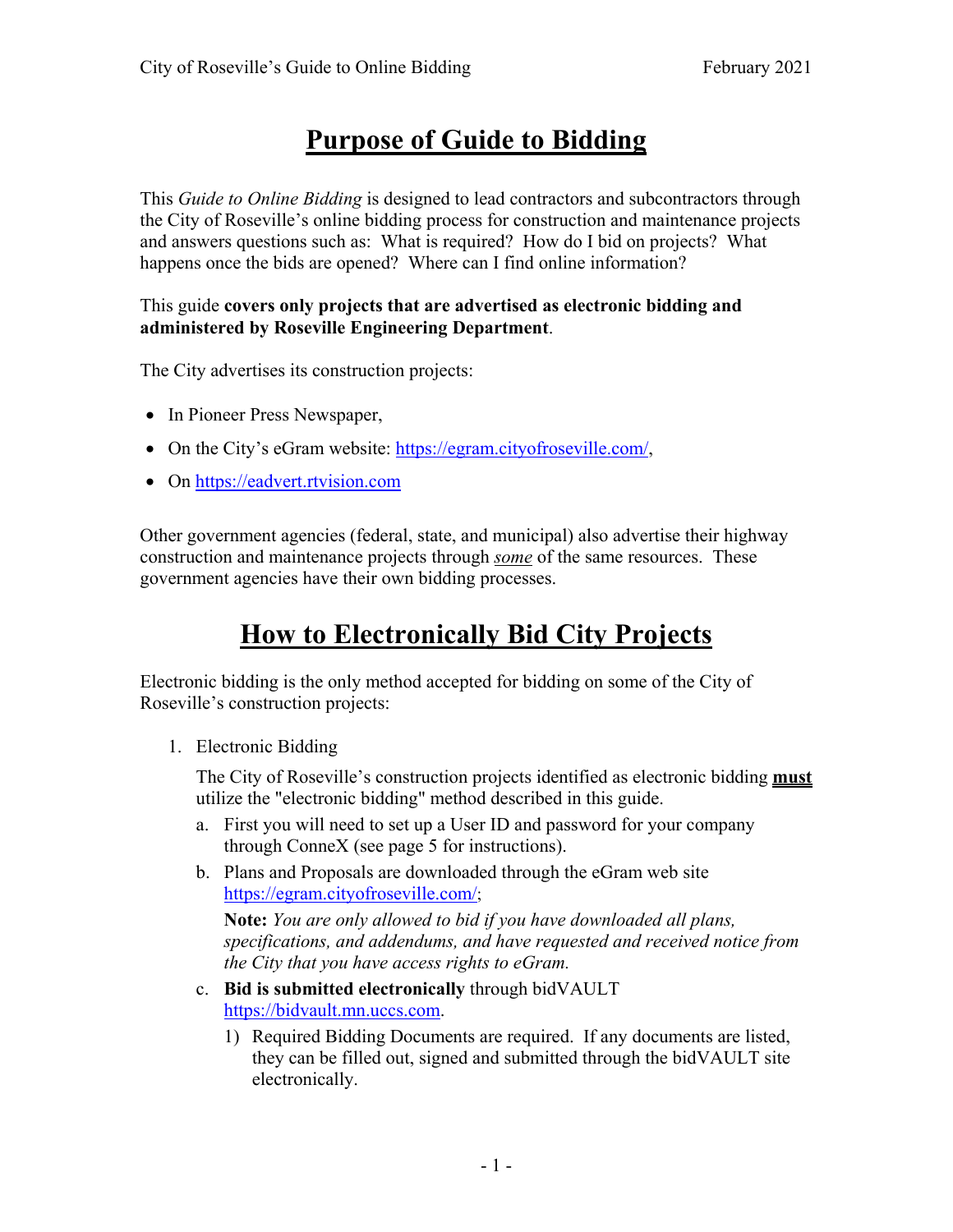# Purpose of Guide to Bidding

This *Guide to Online Bidding* is designed to lead contractors and subcontractors through the City of Roseville's online bidding process for construction and maintenance projects and answers questions such as: What is required? How do I bid on projects? What happens once the bids are opened? Where can I find online information?

This guide **covers only projects that are advertised as electronic bidding and administered by Roseville Engineering Department**.

The City advertises its construction projects:

- In Pioneer Press Newspaper,
- On the City's eGram website: [https://egram.cityofroseville.com/](https://egram.cityofroseville.com/),
- On [https://eadvert.rtvision.com](https://eadvert.rtvision.com)

Other government agencies (federal, state, and municipal) also advertise their highway construction and maintenance projects through ***some*** of the same resources. These government agencies have their own bidding processes.

# How to Electronically Bid City Projects

Electronic bidding is the only method accepted for bidding on some of the City of Roseville's construction projects:

1. Electronic Bidding

   The City of Roseville's construction projects identified as electronic bidding **must** utilize the "electronic bidding" method described in this guide.

   a. First you will need to set up a User ID and password for your company through ConneX (see page 5 for instructions).

   b. Plans and Proposals are downloaded through the eGram web site [https://egram.cityofroseville.com/](https://egram.cityofroseville.com/);

      **Note:** *You are only allowed to bid if you have downloaded all plans, specifications, and addendums, and have requested and received notice from the City that you have access rights to eGram.*

   c. **Bid is submitted electronically** through bidVAULT [https://bidvault.mn.uccs.com](https://bidvault.mn.uccs.com).

      1) Required Bidding Documents are required. If any documents are listed, they can be filled out, signed and submitted through the bidVAULT site electronically.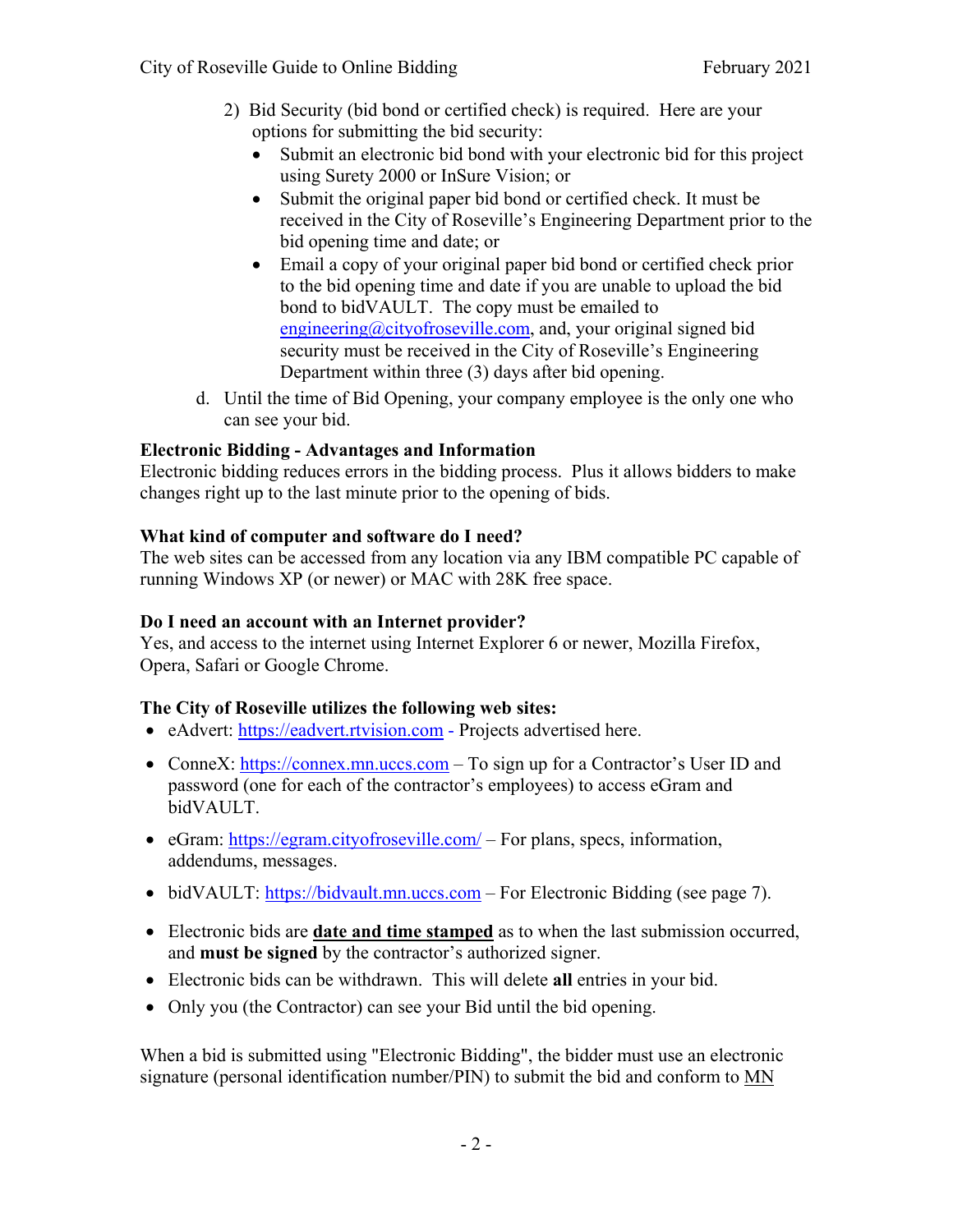2) Bid Security (bid bond or certified check) is required. Here are your options for submitting the bid security:
   - Submit an electronic bid bond with your electronic bid for this project using Surety 2000 or InSure Vision; or
   - Submit the original paper bid bond or certified check. It must be received in the City of Roseville's Engineering Department prior to the bid opening time and date; or
   - Email a copy of your original paper bid bond or certified check prior to the bid opening time and date if you are unable to upload the bid bond to bidVAULT. The copy must be emailed to engineering@cityofroseville.com, and, your original signed bid security must be received in the City of Roseville's Engineering Department within three (3) days after bid opening.

d. Until the time of Bid Opening, your company employee is the only one who can see your bid.

**Electronic Bidding - Advantages and Information**

Electronic bidding reduces errors in the bidding process. Plus it allows bidders to make changes right up to the last minute prior to the opening of bids.

**What kind of computer and software do I need?**

The web sites can be accessed from any location via any IBM compatible PC capable of running Windows XP (or newer) or MAC with 28K free space.

**Do I need an account with an Internet provider?**

Yes, and access to the internet using Internet Explorer 6 or newer, Mozilla Firefox, Opera, Safari or Google Chrome.

**The City of Roseville utilizes the following web sites:**

- eAdvert: https://eadvert.rtvision.com - Projects advertised here.
- ConneX: https://connex.mn.uccs.com – To sign up for a Contractor's User ID and password (one for each of the contractor's employees) to access eGram and bidVAULT.
- eGram: https://egram.cityofroseville.com/ – For plans, specs, information, addendums, messages.
- bidVAULT: https://bidvault.mn.uccs.com – For Electronic Bidding (see page 7).
- Electronic bids are **date and time stamped** as to when the last submission occurred, and **must be signed** by the contractor's authorized signer.
- Electronic bids can be withdrawn. This will delete **all** entries in your bid.
- Only you (the Contractor) can see your Bid until the bid opening.

When a bid is submitted using "Electronic Bidding", the bidder must use an electronic signature (personal identification number/PIN) to submit the bid and conform to MN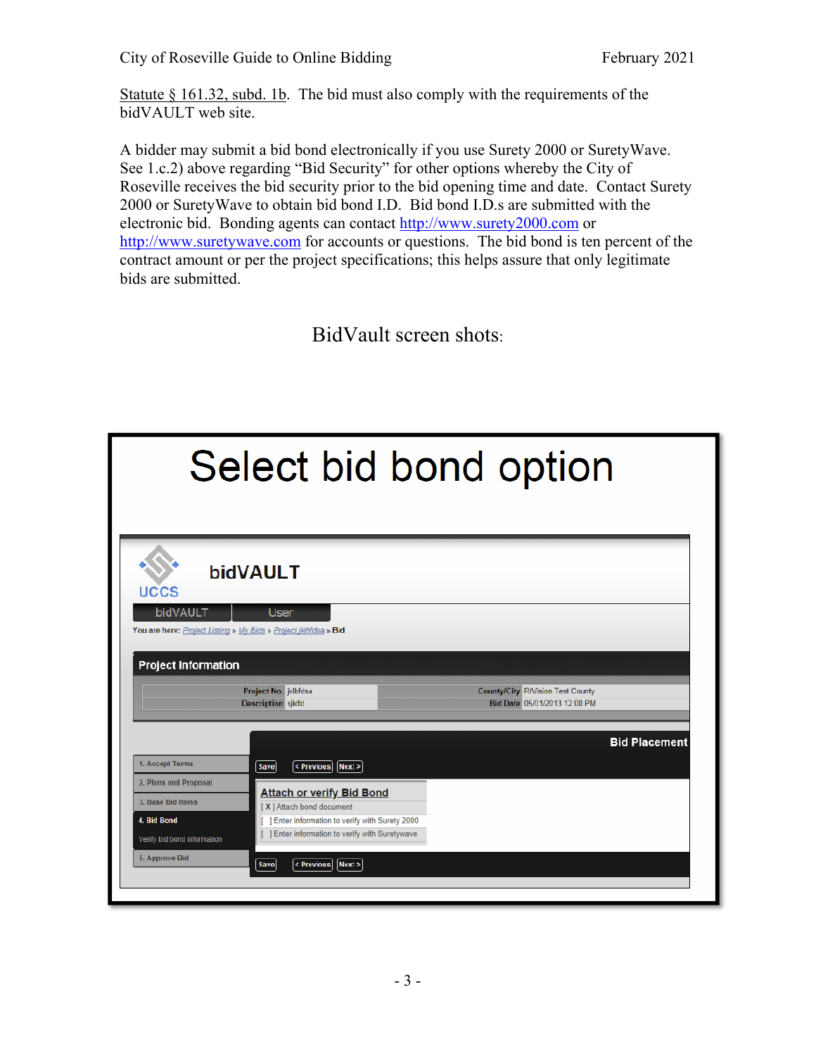Statute § 161.32, subd. 1b. The bid must also comply with the requirements of the bidVAULT web site.

A bidder may submit a bid bond electronically if you use Surety 2000 or SuretyWave. See 1.c.2) above regarding "Bid Security" for other options whereby the City of Roseville receives the bid security prior to the bid opening time and date. Contact Surety 2000 or SuretyWave to obtain bid bond I.D. Bid bond I.D.s are submitted with the electronic bid. Bonding agents can contact http://www.surety2000.com or http://www.suretywave.com for accounts or questions. The bid bond is ten percent of the contract amount or per the project specifications; this helps assure that only legitimate bids are submitted.

## BidVault screen shots:

# Select bid bond option

UCCS bidVAULT

bidVAULT | User

You are here: Project Listing » My Bids » Project jklhfdsa » Bid

**Project Information**

| | | | |
|---|---|---|---|
| Project No. | jdhfdsa | County/City | RIVision Test County |
| Description | sjkfd | Bid Date | 05/01/2013 12:00 PM |

**Bid Placement**

1. Accept Terms
2. Plans and Proposal
3. Base Bid Items
4. Bid Bond
   - Verify bid bond information
5. Approve Bid

Save | < Previous | Next >

**Attach or verify Bid Bond**

[ X ] Attach bond document
[ ] Enter information to verify with Surety 2000
[ ] Enter information to verify with Suretywave

Save | < Previous | Next >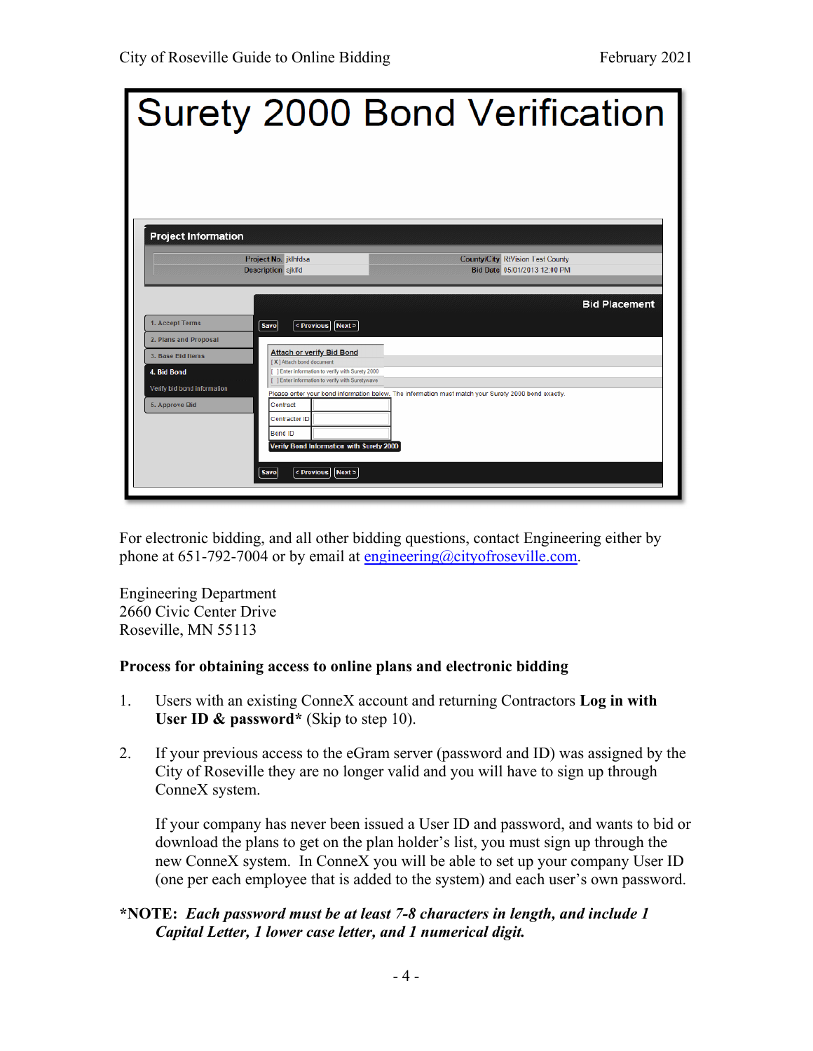# Surety 2000 Bond Verification

**Project Information**

| | | | |
|---|---|---|---|
| Project No. | jklhfdsa | County/City | RtVision Test County |
| Description | sjkfd | Bid Date | 05/01/2013 12:00 PM |

1. Accept Terms
2. Plans and Proposal
3. Base Bid Items
4. Bid Bond
   Verify bid bond information
5. Approve Bid

**Bid Placement**

Save | < Previous | Next >

Attach or verify Bid Bond
[ X ] Attach bond document
[ ] Enter information to verify with Surety 2000
[ ] Enter information to verify with Suretywave

Please enter your bond information below. The information must match your Surety 2000 bond exactly.

| | |
|---|---|
| Contract | |
| Contractor ID | |
| Bond ID | |

Verify Bond Information with Surety 2000

Save | < Previous | Next >

For electronic bidding, and all other bidding questions, contact Engineering either by phone at 651-792-7004 or by email at engineering@cityofroseville.com.

Engineering Department
2660 Civic Center Drive
Roseville, MN 55113

**Process for obtaining access to online plans and electronic bidding**

1. Users with an existing ConneX account and returning Contractors **Log in with User ID & password*** (Skip to step 10).

2. If your previous access to the eGram server (password and ID) was assigned by the City of Roseville they are no longer valid and you will have to sign up through ConneX system.

   If your company has never been issued a User ID and password, and wants to bid or download the plans to get on the plan holder's list, you must sign up through the new ConneX system. In ConneX you will be able to set up your company User ID (one per each employee that is added to the system) and each user's own password.

***NOTE:** ***Each password must be at least 7-8 characters in length, and include 1 Capital Letter, 1 lower case letter, and 1 numerical digit.***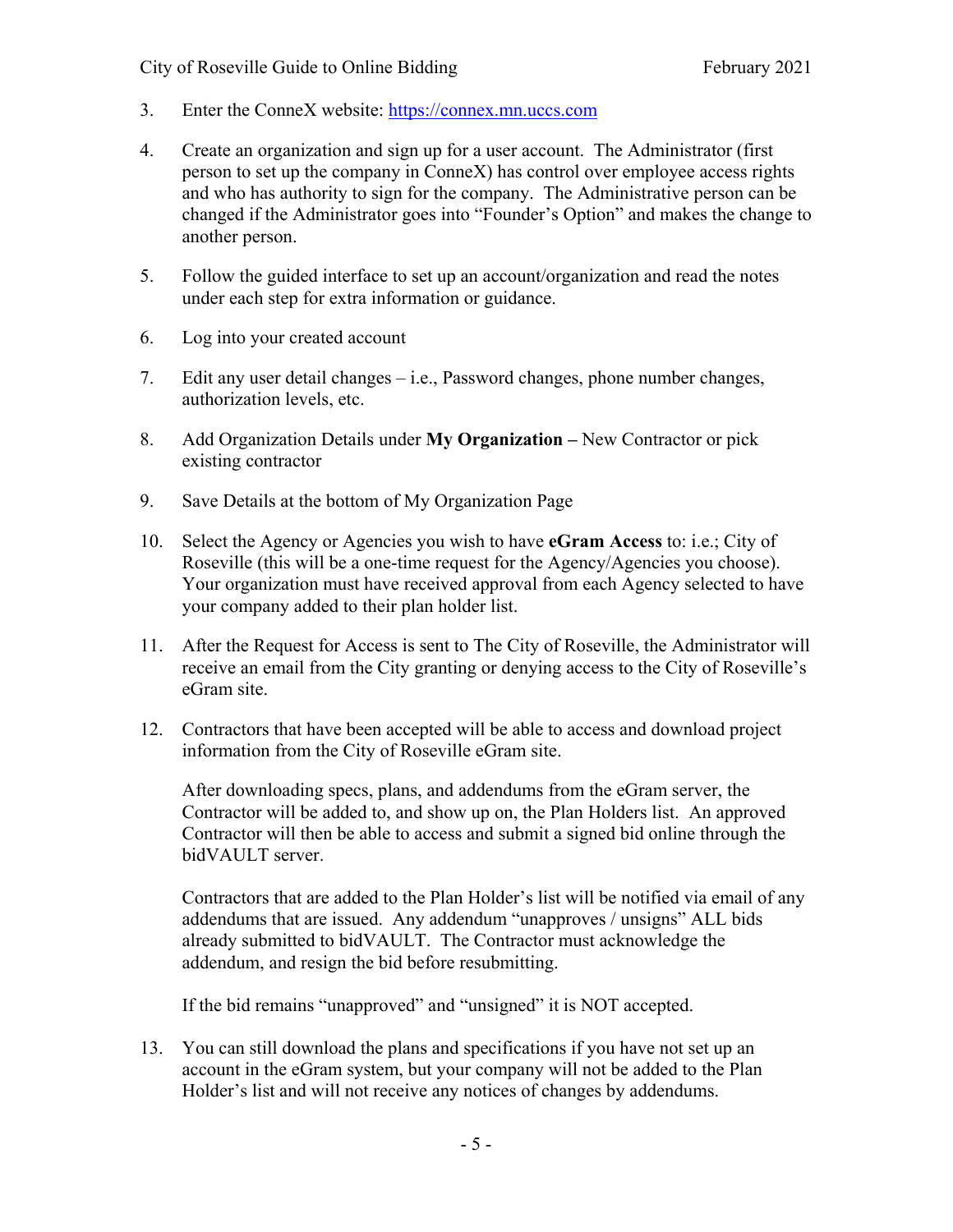3. Enter the ConneX website: https://connex.mn.uccs.com

4. Create an organization and sign up for a user account. The Administrator (first person to set up the company in ConneX) has control over employee access rights and who has authority to sign for the company. The Administrative person can be changed if the Administrator goes into "Founder's Option" and makes the change to another person.

5. Follow the guided interface to set up an account/organization and read the notes under each step for extra information or guidance.

6. Log into your created account

7. Edit any user detail changes – i.e., Password changes, phone number changes, authorization levels, etc.

8. Add Organization Details under **My Organization –** New Contractor or pick existing contractor

9. Save Details at the bottom of My Organization Page

10. Select the Agency or Agencies you wish to have **eGram Access** to: i.e.; City of Roseville (this will be a one-time request for the Agency/Agencies you choose). Your organization must have received approval from each Agency selected to have your company added to their plan holder list.

11. After the Request for Access is sent to The City of Roseville, the Administrator will receive an email from the City granting or denying access to the City of Roseville's eGram site.

12. Contractors that have been accepted will be able to access and download project information from the City of Roseville eGram site.

    After downloading specs, plans, and addendums from the eGram server, the Contractor will be added to, and show up on, the Plan Holders list. An approved Contractor will then be able to access and submit a signed bid online through the bidVAULT server.

    Contractors that are added to the Plan Holder's list will be notified via email of any addendums that are issued. Any addendum "unapproves / unsigns" ALL bids already submitted to bidVAULT. The Contractor must acknowledge the addendum, and resign the bid before resubmitting.

    If the bid remains "unapproved" and "unsigned" it is NOT accepted.

13. You can still download the plans and specifications if you have not set up an account in the eGram system, but your company will not be added to the Plan Holder's list and will not receive any notices of changes by addendums.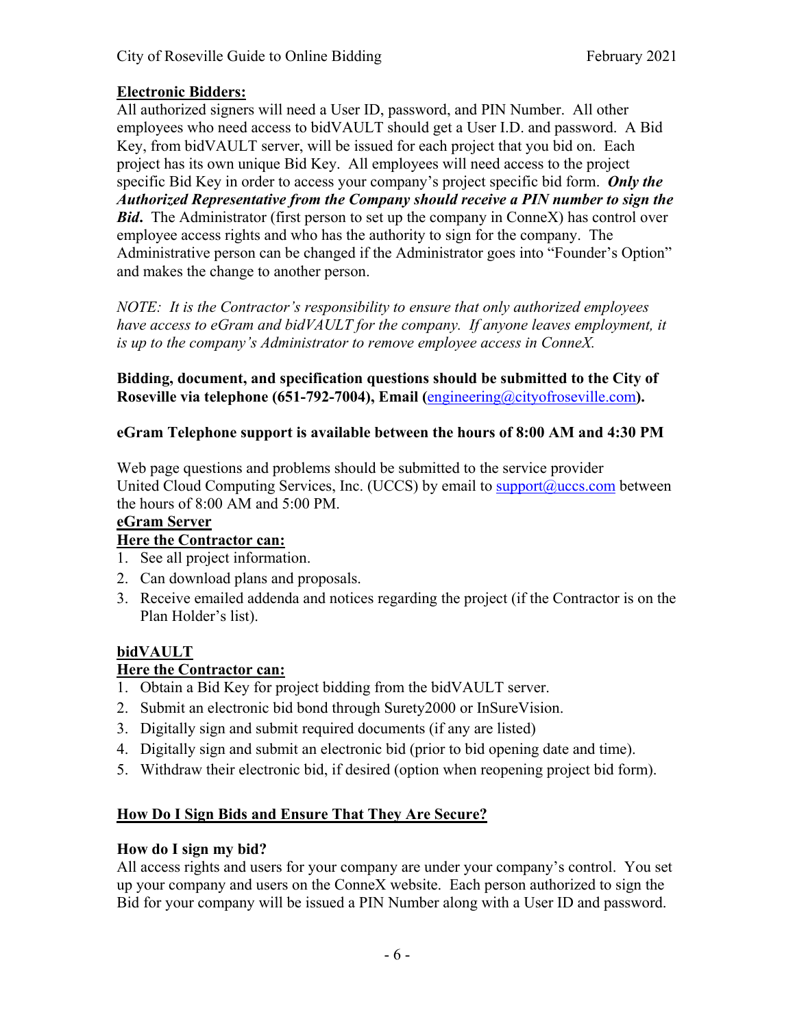**Electronic Bidders:**

All authorized signers will need a User ID, password, and PIN Number. All other employees who need access to bidVAULT should get a User I.D. and password. A Bid Key, from bidVAULT server, will be issued for each project that you bid on. Each project has its own unique Bid Key. All employees will need access to the project specific Bid Key in order to access your company's project specific bid form. ***Only the Authorized Representative from the Company should receive a PIN number to sign the Bid*.** The Administrator (first person to set up the company in ConneX) has control over employee access rights and who has the authority to sign for the company. The Administrative person can be changed if the Administrator goes into "Founder's Option" and makes the change to another person.

*NOTE: It is the Contractor's responsibility to ensure that only authorized employees have access to eGram and bidVAULT for the company. If anyone leaves employment, it is up to the company's Administrator to remove employee access in ConneX.*

**Bidding, document, and specification questions should be submitted to the City of Roseville via telephone (651-792-7004), Email (engineering@cityofroseville.com).**

**eGram Telephone support is available between the hours of 8:00 AM and 4:30 PM**

Web page questions and problems should be submitted to the service provider United Cloud Computing Services, Inc. (UCCS) by email to support@uccs.com between the hours of 8:00 AM and 5:00 PM.

**eGram Server**

**Here the Contractor can:**

1. See all project information.
2. Can download plans and proposals.
3. Receive emailed addenda and notices regarding the project (if the Contractor is on the Plan Holder's list).

**bidVAULT**

**Here the Contractor can:**

1. Obtain a Bid Key for project bidding from the bidVAULT server.
2. Submit an electronic bid bond through Surety2000 or InSureVision.
3. Digitally sign and submit required documents (if any are listed)
4. Digitally sign and submit an electronic bid (prior to bid opening date and time).
5. Withdraw their electronic bid, if desired (option when reopening project bid form).

## How Do I Sign Bids and Ensure That They Are Secure?

**How do I sign my bid?**

All access rights and users for your company are under your company's control. You set up your company and users on the ConneX website. Each person authorized to sign the Bid for your company will be issued a PIN Number along with a User ID and password.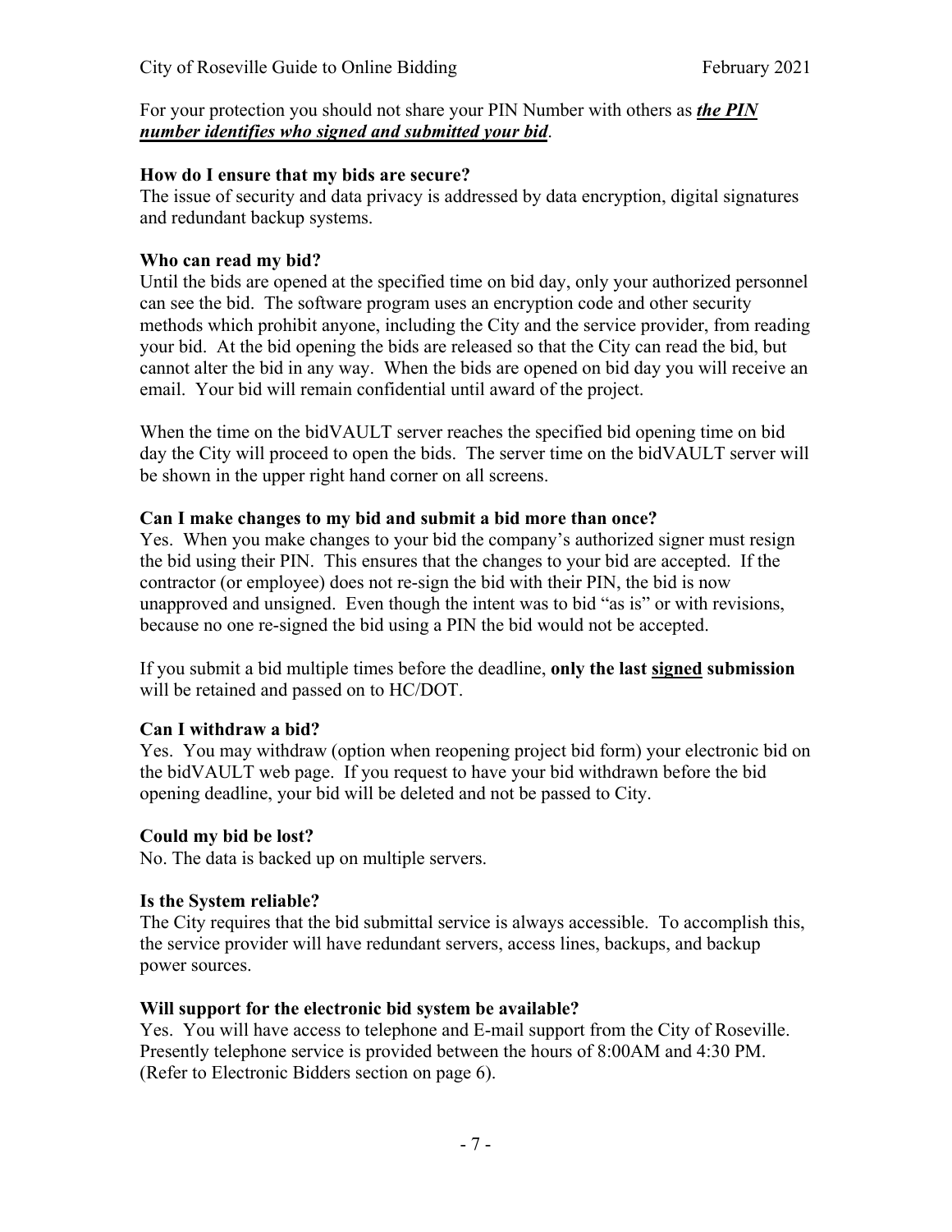For your protection you should not share your PIN Number with others as ***the PIN number identifies who signed and submitted your bid***.

**How do I ensure that my bids are secure?**

The issue of security and data privacy is addressed by data encryption, digital signatures and redundant backup systems.

**Who can read my bid?**

Until the bids are opened at the specified time on bid day, only your authorized personnel can see the bid. The software program uses an encryption code and other security methods which prohibit anyone, including the City and the service provider, from reading your bid. At the bid opening the bids are released so that the City can read the bid, but cannot alter the bid in any way. When the bids are opened on bid day you will receive an email. Your bid will remain confidential until award of the project.

When the time on the bidVAULT server reaches the specified bid opening time on bid day the City will proceed to open the bids. The server time on the bidVAULT server will be shown in the upper right hand corner on all screens.

**Can I make changes to my bid and submit a bid more than once?**

Yes. When you make changes to your bid the company's authorized signer must resign the bid using their PIN. This ensures that the changes to your bid are accepted. If the contractor (or employee) does not re-sign the bid with their PIN, the bid is now unapproved and unsigned. Even though the intent was to bid "as is" or with revisions, because no one re-signed the bid using a PIN the bid would not be accepted.

If you submit a bid multiple times before the deadline, **only the last <u>signed</u> submission** will be retained and passed on to HC/DOT.

**Can I withdraw a bid?**

Yes. You may withdraw (option when reopening project bid form) your electronic bid on the bidVAULT web page. If you request to have your bid withdrawn before the bid opening deadline, your bid will be deleted and not be passed to City.

**Could my bid be lost?**

No. The data is backed up on multiple servers.

**Is the System reliable?**

The City requires that the bid submittal service is always accessible. To accomplish this, the service provider will have redundant servers, access lines, backups, and backup power sources.

**Will support for the electronic bid system be available?**

Yes. You will have access to telephone and E-mail support from the City of Roseville. Presently telephone service is provided between the hours of 8:00AM and 4:30 PM. (Refer to Electronic Bidders section on page 6).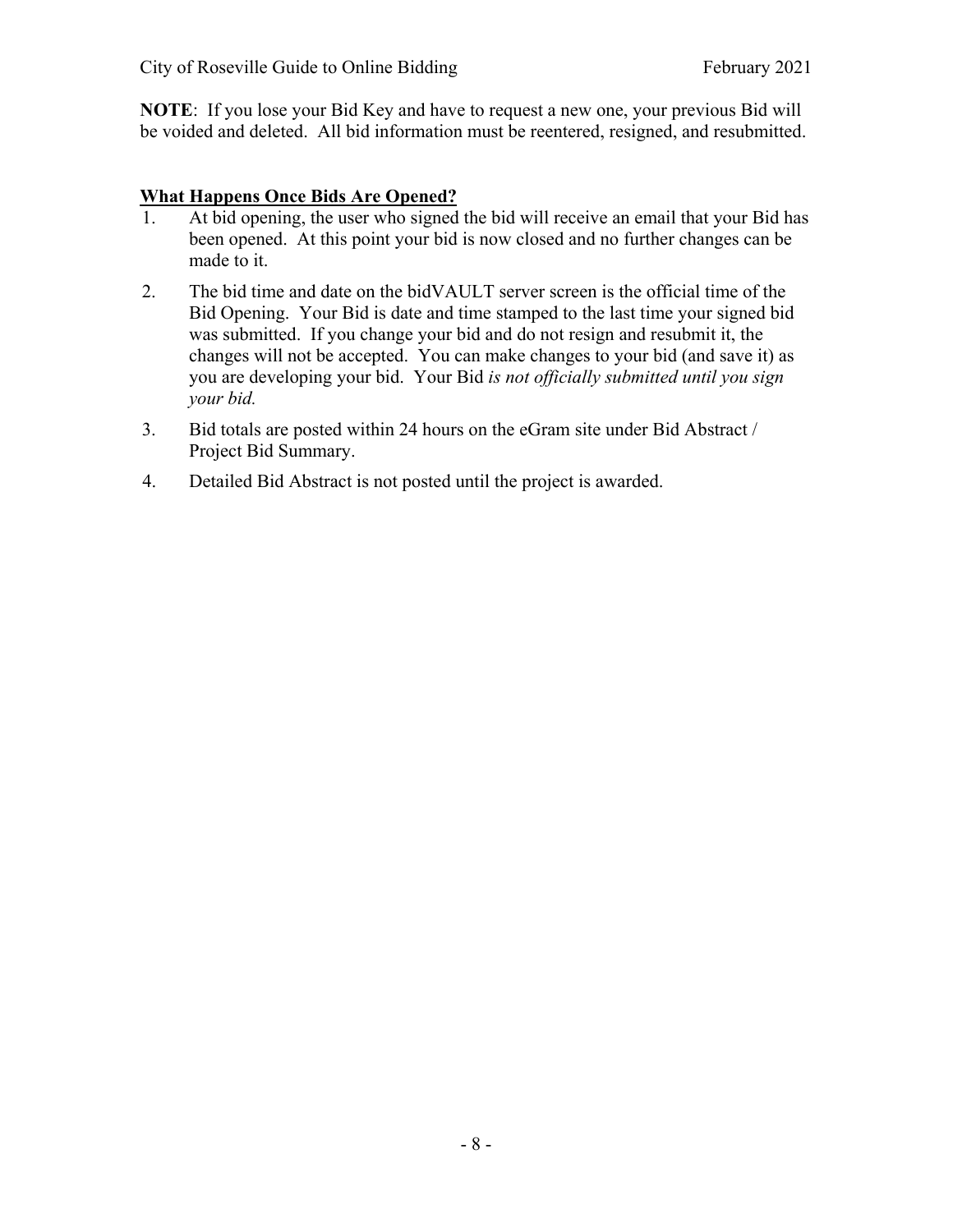**NOTE**: If you lose your Bid Key and have to request a new one, your previous Bid will be voided and deleted. All bid information must be reentered, resigned, and resubmitted.

## What Happens Once Bids Are Opened?

1. At bid opening, the user who signed the bid will receive an email that your Bid has been opened. At this point your bid is now closed and no further changes can be made to it.
2. The bid time and date on the bidVAULT server screen is the official time of the Bid Opening. Your Bid is date and time stamped to the last time your signed bid was submitted. If you change your bid and do not resign and resubmit it, the changes will not be accepted. You can make changes to your bid (and save it) as you are developing your bid. Your Bid *is not officially submitted until you sign your bid.*
3. Bid totals are posted within 24 hours on the eGram site under Bid Abstract / Project Bid Summary.
4. Detailed Bid Abstract is not posted until the project is awarded.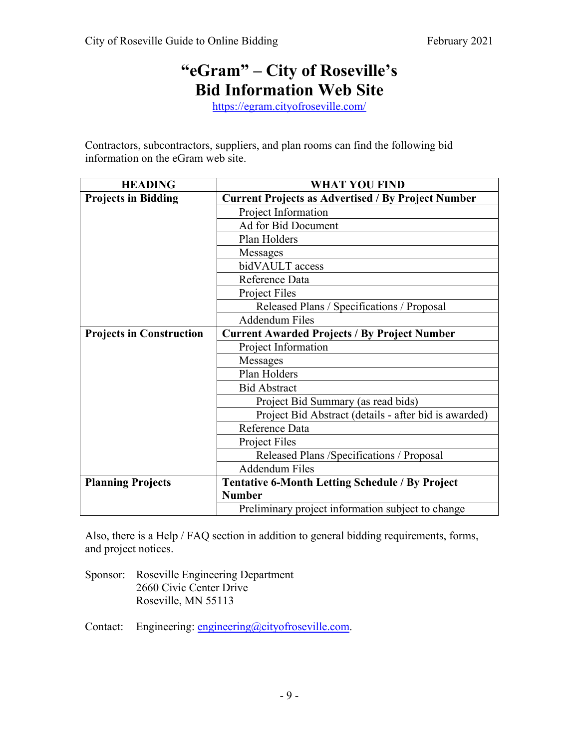# "eGram" – City of Roseville's Bid Information Web Site

https://egram.cityofroseville.com/

Contractors, subcontractors, suppliers, and plan rooms can find the following bid information on the eGram web site.

| HEADING | WHAT YOU FIND |
|---|---|
| **Projects in Bidding** | **Current Projects as Advertised / By Project Number** |
| | Project Information |
| | Ad for Bid Document |
| | Plan Holders |
| | Messages |
| | bidVAULT access |
| | Reference Data |
| | Project Files |
| | Released Plans / Specifications / Proposal |
| | Addendum Files |
| **Projects in Construction** | **Current Awarded Projects / By Project Number** |
| | Project Information |
| | Messages |
| | Plan Holders |
| | Bid Abstract |
| | Project Bid Summary (as read bids) |
| | Project Bid Abstract (details - after bid is awarded) |
| | Reference Data |
| | Project Files |
| | Released Plans /Specifications / Proposal |
| | Addendum Files |
| **Planning Projects** | **Tentative 6-Month Letting Schedule / By Project Number** |
| | Preliminary project information subject to change |

Also, there is a Help / FAQ section in addition to general bidding requirements, forms, and project notices.

Sponsor: Roseville Engineering Department
2660 Civic Center Drive
Roseville, MN 55113

Contact: Engineering: engineering@cityofroseville.com.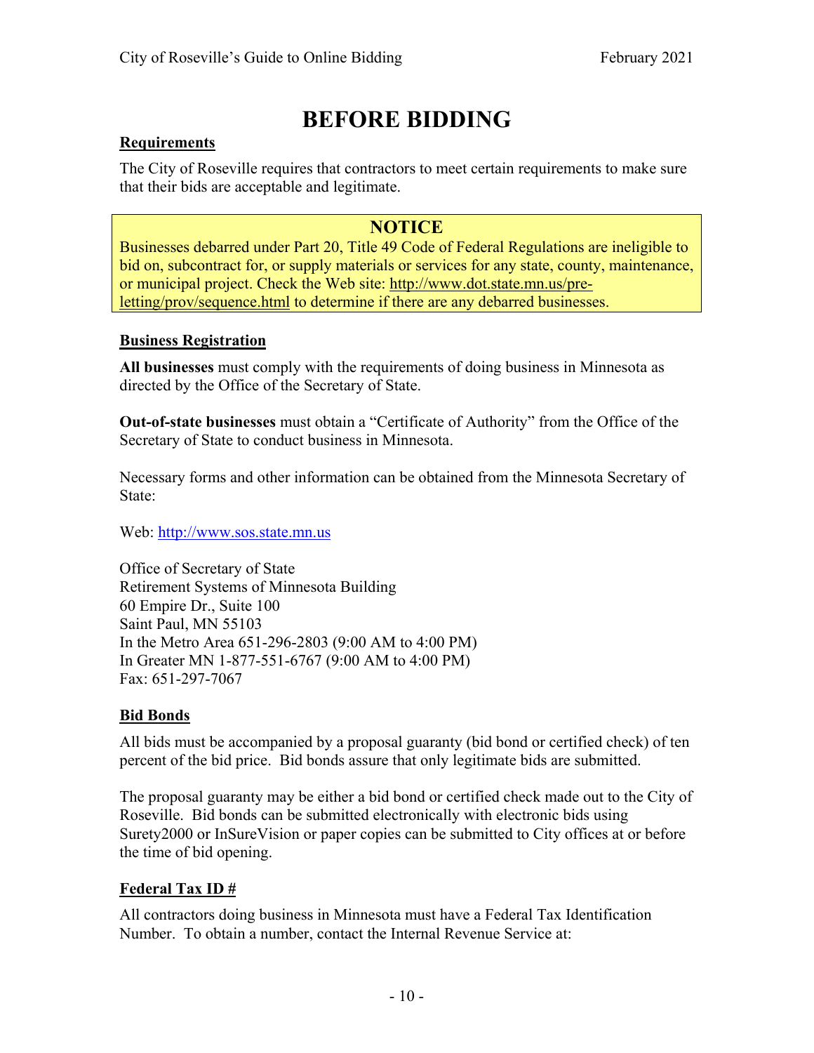# BEFORE BIDDING

**Requirements**

The City of Roseville requires that contractors to meet certain requirements to make sure that their bids are acceptable and legitimate.

> **NOTICE**
>
> Businesses debarred under Part 20, Title 49 Code of Federal Regulations are ineligible to bid on, subcontract for, or supply materials or services for any state, county, maintenance, or municipal project. Check the Web site: http://www.dot.state.mn.us/pre-letting/prov/sequence.html to determine if there are any debarred businesses.

**Business Registration**

**All businesses** must comply with the requirements of doing business in Minnesota as directed by the Office of the Secretary of State.

**Out-of-state businesses** must obtain a "Certificate of Authority" from the Office of the Secretary of State to conduct business in Minnesota.

Necessary forms and other information can be obtained from the Minnesota Secretary of State:

Web: http://www.sos.state.mn.us

Office of Secretary of State
Retirement Systems of Minnesota Building
60 Empire Dr., Suite 100
Saint Paul, MN 55103
In the Metro Area 651-296-2803 (9:00 AM to 4:00 PM)
In Greater MN 1-877-551-6767 (9:00 AM to 4:00 PM)
Fax: 651-297-7067

**Bid Bonds**

All bids must be accompanied by a proposal guaranty (bid bond or certified check) of ten percent of the bid price. Bid bonds assure that only legitimate bids are submitted.

The proposal guaranty may be either a bid bond or certified check made out to the City of Roseville. Bid bonds can be submitted electronically with electronic bids using Surety2000 or InSureVision or paper copies can be submitted to City offices at or before the time of bid opening.

**Federal Tax ID #**

All contractors doing business in Minnesota must have a Federal Tax Identification Number. To obtain a number, contact the Internal Revenue Service at: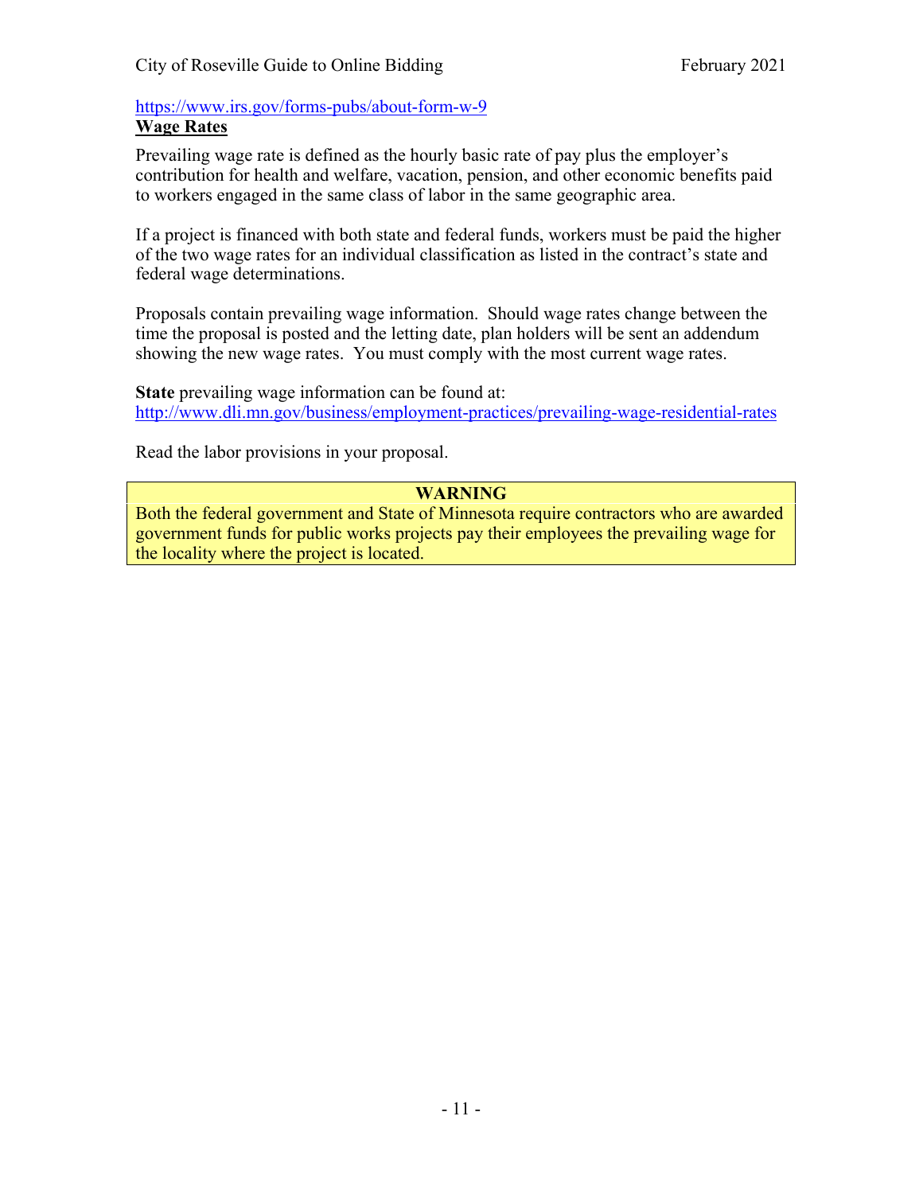https://www.irs.gov/forms-pubs/about-form-w-9

**Wage Rates**

Prevailing wage rate is defined as the hourly basic rate of pay plus the employer's contribution for health and welfare, vacation, pension, and other economic benefits paid to workers engaged in the same class of labor in the same geographic area.

If a project is financed with both state and federal funds, workers must be paid the higher of the two wage rates for an individual classification as listed in the contract's state and federal wage determinations.

Proposals contain prevailing wage information. Should wage rates change between the time the proposal is posted and the letting date, plan holders will be sent an addendum showing the new wage rates. You must comply with the most current wage rates.

**State** prevailing wage information can be found at:
http://www.dli.mn.gov/business/employment-practices/prevailing-wage-residential-rates

Read the labor provisions in your proposal.

| WARNING |
| --- |
| Both the federal government and State of Minnesota require contractors who are awarded government funds for public works projects pay their employees the prevailing wage for the locality where the project is located. |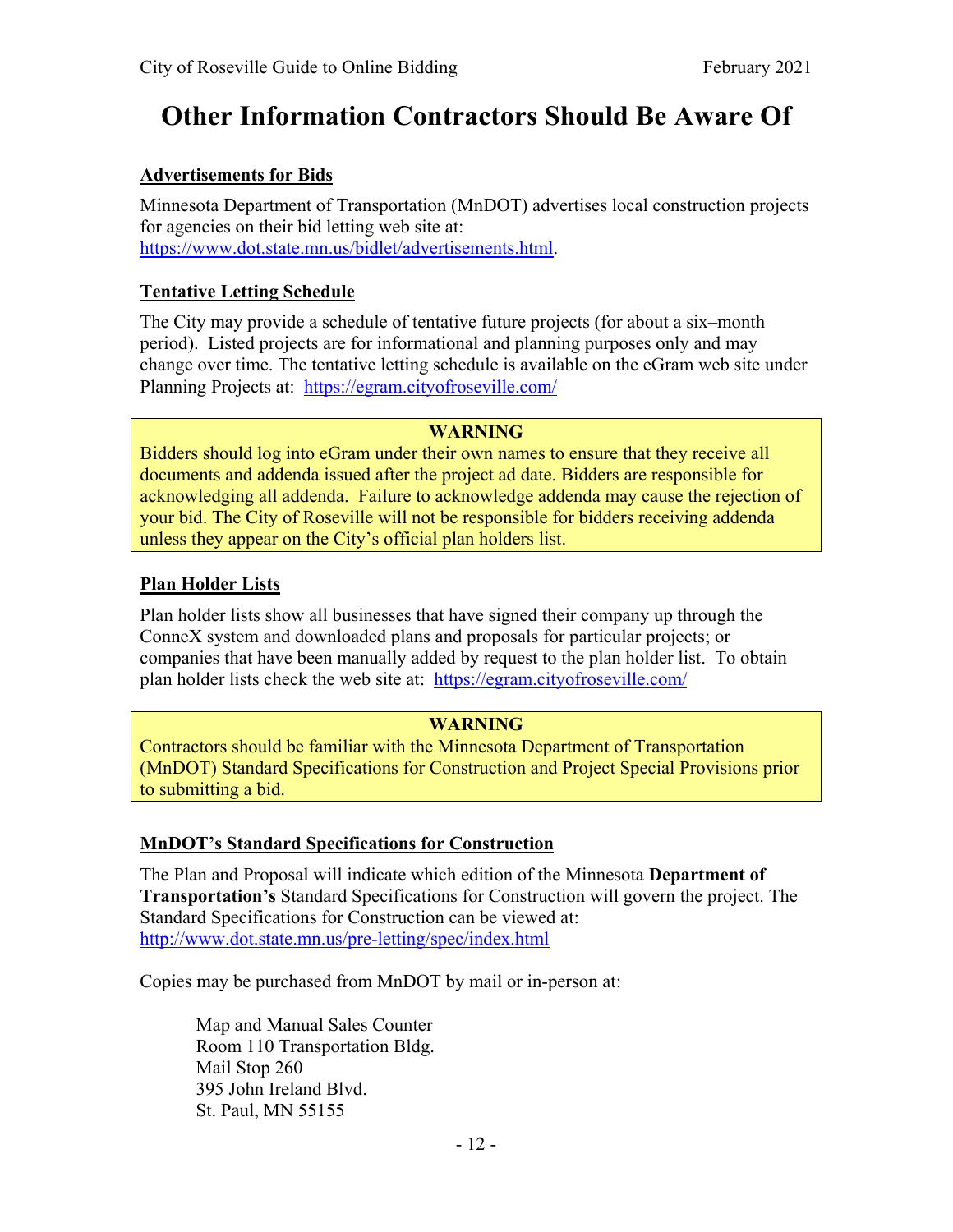# Other Information Contractors Should Be Aware Of

**Advertisements for Bids**

Minnesota Department of Transportation (MnDOT) advertises local construction projects for agencies on their bid letting web site at: https://www.dot.state.mn.us/bidlet/advertisements.html.

**Tentative Letting Schedule**

The City may provide a schedule of tentative future projects (for about a six–month period). Listed projects are for informational and planning purposes only and may change over time. The tentative letting schedule is available on the eGram web site under Planning Projects at: https://egram.cityofroseville.com/

> **WARNING**
>
> Bidders should log into eGram under their own names to ensure that they receive all documents and addenda issued after the project ad date. Bidders are responsible for acknowledging all addenda. Failure to acknowledge addenda may cause the rejection of your bid. The City of Roseville will not be responsible for bidders receiving addenda unless they appear on the City's official plan holders list.

**Plan Holder Lists**

Plan holder lists show all businesses that have signed their company up through the ConneX system and downloaded plans and proposals for particular projects; or companies that have been manually added by request to the plan holder list. To obtain plan holder lists check the web site at: https://egram.cityofroseville.com/

> **WARNING**
>
> Contractors should be familiar with the Minnesota Department of Transportation (MnDOT) Standard Specifications for Construction and Project Special Provisions prior to submitting a bid.

**MnDOT's Standard Specifications for Construction**

The Plan and Proposal will indicate which edition of the Minnesota **Department of Transportation's** Standard Specifications for Construction will govern the project. The Standard Specifications for Construction can be viewed at: http://www.dot.state.mn.us/pre-letting/spec/index.html

Copies may be purchased from MnDOT by mail or in-person at:

Map and Manual Sales Counter
Room 110 Transportation Bldg.
Mail Stop 260
395 John Ireland Blvd.
St. Paul, MN 55155